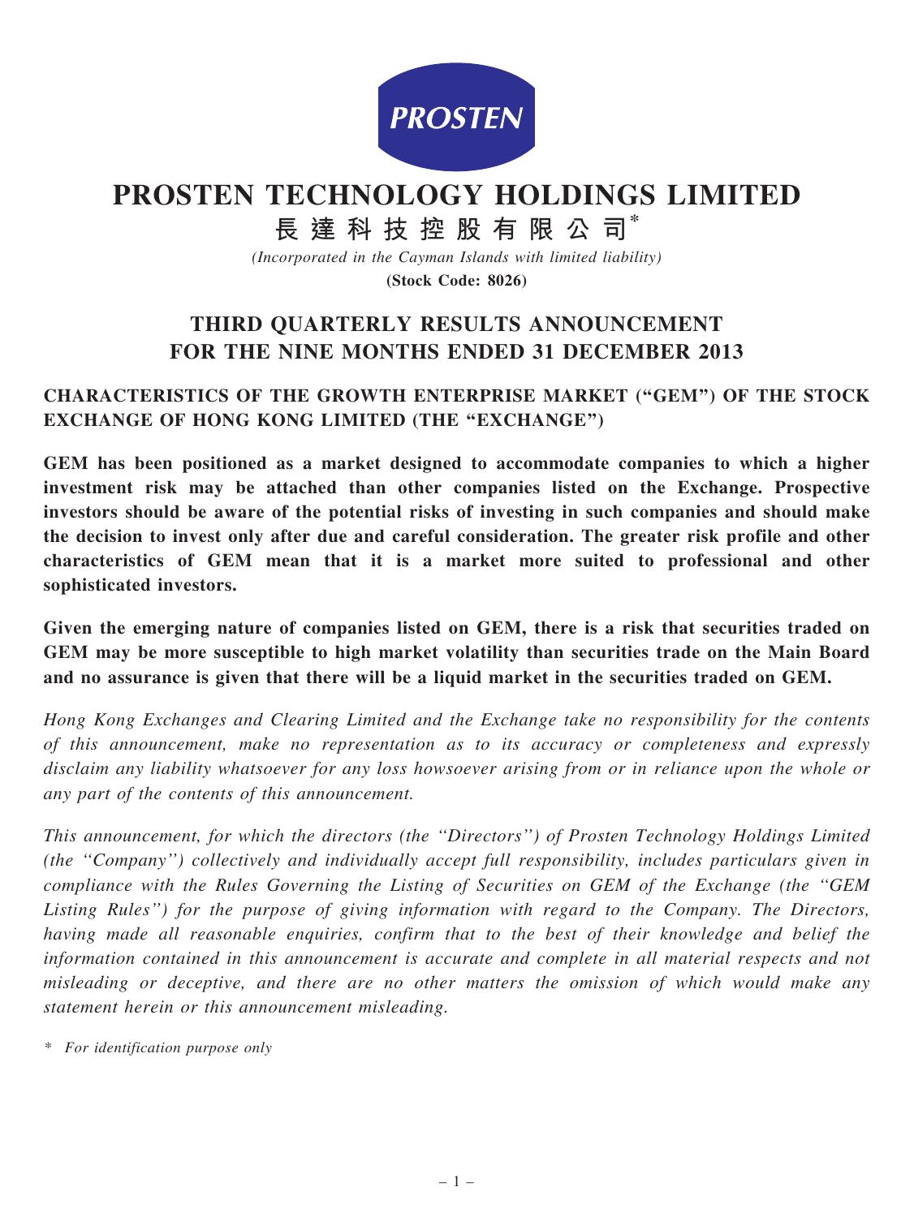# PROSTEN TECHNOLOGY HOLDINGS LIMITED

## 長達科技控股有限公司*

*(Incorporated in the Cayman Islands with limited liability)*

**(Stock Code: 8026)**

## THIRD QUARTERLY RESULTS ANNOUNCEMENT FOR THE NINE MONTHS ENDED 31 DECEMBER 2013

### CHARACTERISTICS OF THE GROWTH ENTERPRISE MARKET ("GEM") OF THE STOCK EXCHANGE OF HONG KONG LIMITED (THE "EXCHANGE")

**GEM has been positioned as a market designed to accommodate companies to which a higher investment risk may be attached than other companies listed on the Exchange. Prospective investors should be aware of the potential risks of investing in such companies and should make the decision to invest only after due and careful consideration. The greater risk profile and other characteristics of GEM mean that it is a market more suited to professional and other sophisticated investors.**

**Given the emerging nature of companies listed on GEM, there is a risk that securities traded on GEM may be more susceptible to high market volatility than securities trade on the Main Board and no assurance is given that there will be a liquid market in the securities traded on GEM.**

*Hong Kong Exchanges and Clearing Limited and the Exchange take no responsibility for the contents of this announcement, make no representation as to its accuracy or completeness and expressly disclaim any liability whatsoever for any loss howsoever arising from or in reliance upon the whole or any part of the contents of this announcement.*

*This announcement, for which the directors (the "Directors") of Prosten Technology Holdings Limited (the "Company") collectively and individually accept full responsibility, includes particulars given in compliance with the Rules Governing the Listing of Securities on GEM of the Exchange (the "GEM Listing Rules") for the purpose of giving information with regard to the Company. The Directors, having made all reasonable enquiries, confirm that to the best of their knowledge and belief the information contained in this announcement is accurate and complete in all material respects and not misleading or deceptive, and there are no other matters the omission of which would make any statement herein or this announcement misleading.*

\* *For identification purpose only*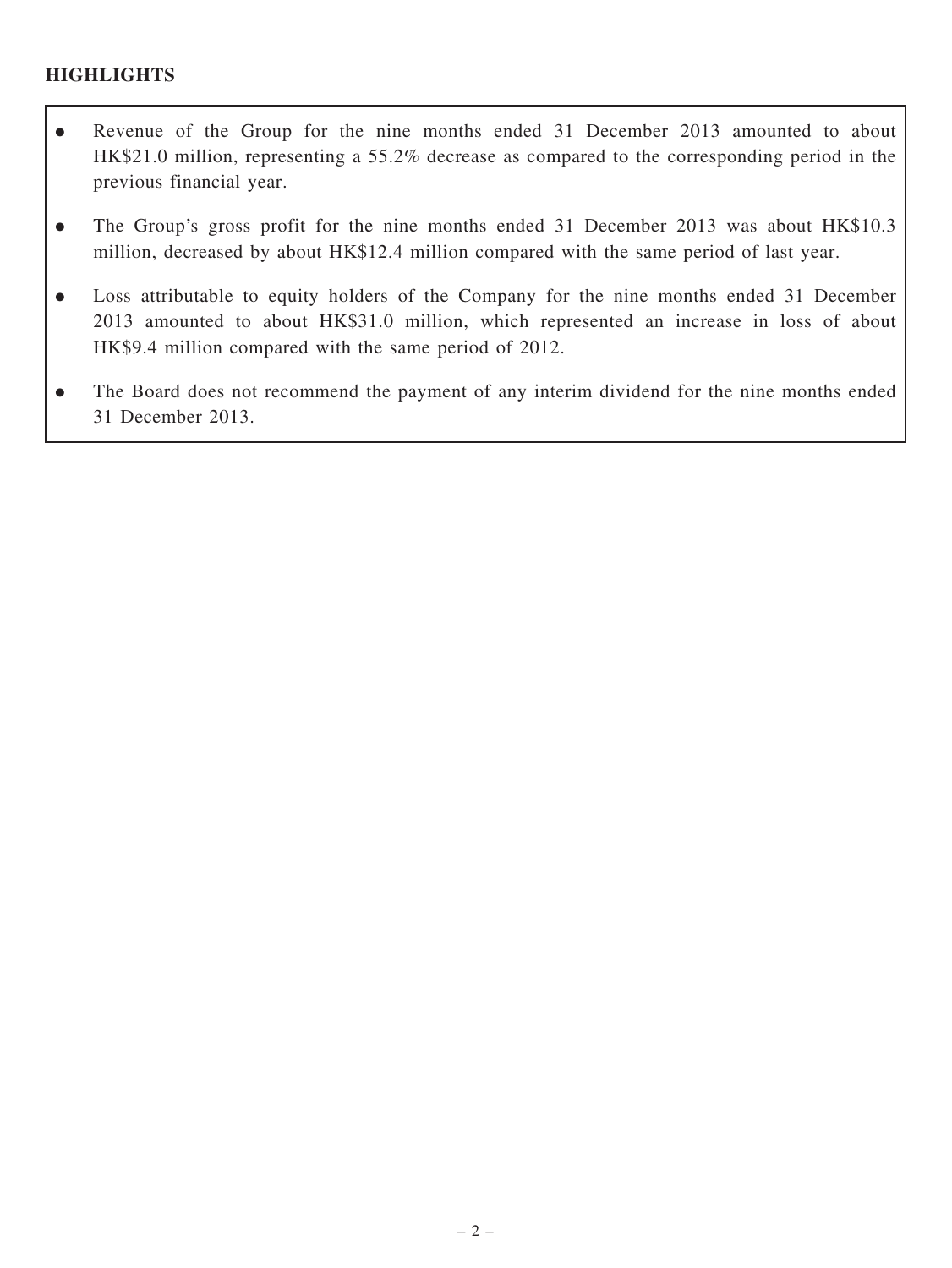## HIGHLIGHTS

- Revenue of the Group for the nine months ended 31 December 2013 amounted to about HK$21.0 million, representing a 55.2% decrease as compared to the corresponding period in the previous financial year.
- The Group's gross profit for the nine months ended 31 December 2013 was about HK$10.3 million, decreased by about HK$12.4 million compared with the same period of last year.
- Loss attributable to equity holders of the Company for the nine months ended 31 December 2013 amounted to about HK$31.0 million, which represented an increase in loss of about HK$9.4 million compared with the same period of 2012.
- The Board does not recommend the payment of any interim dividend for the nine months ended 31 December 2013.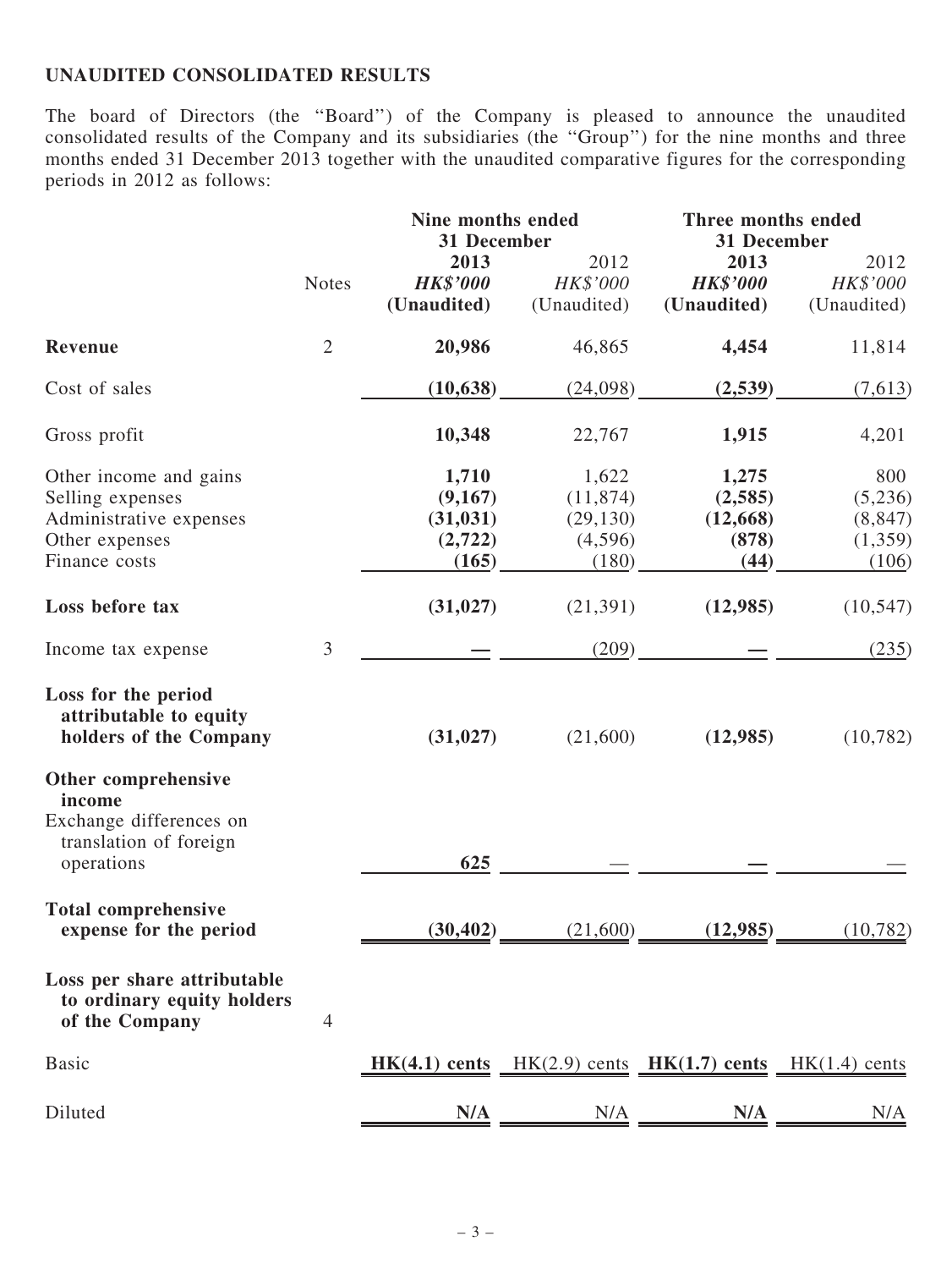## UNAUDITED CONSOLIDATED RESULTS

The board of Directors (the "Board") of the Company is pleased to announce the unaudited consolidated results of the Company and its subsidiaries (the "Group") for the nine months and three months ended 31 December 2013 together with the unaudited comparative figures for the corresponding periods in 2012 as follows:

| | Notes | Nine months ended 31 December | | Three months ended 31 December | |
|---|---|---|---|---|---|
| | | **2013** | 2012 | **2013** | 2012 |
| | | ***HK$'000*** | *HK$'000* | ***HK$'000*** | *HK$'000* |
| | | **(Unaudited)** | (Unaudited) | **(Unaudited)** | (Unaudited) |
| **Revenue** | 2 | **20,986** | 46,865 | **4,454** | 11,814 |
| Cost of sales | | **(10,638)** | (24,098) | **(2,539)** | (7,613) |
| Gross profit | | **10,348** | 22,767 | **1,915** | 4,201 |
| Other income and gains | | **1,710** | 1,622 | **1,275** | 800 |
| Selling expenses | | **(9,167)** | (11,874) | **(2,585)** | (5,236) |
| Administrative expenses | | **(31,031)** | (29,130) | **(12,668)** | (8,847) |
| Other expenses | | **(2,722)** | (4,596) | **(878)** | (1,359) |
| Finance costs | | **(165)** | (180) | **(44)** | (106) |
| **Loss before tax** | | **(31,027)** | (21,391) | **(12,985)** | (10,547) |
| Income tax expense | 3 | **—** | (209) | **—** | (235) |
| **Loss for the period attributable to equity holders of the Company** | | **(31,027)** | (21,600) | **(12,985)** | (10,782) |
| **Other comprehensive income** | | | | | |
| Exchange differences on translation of foreign operations | | **625** | — | **—** | — |
| **Total comprehensive expense for the period** | | **(30,402)** | (21,600) | **(12,985)** | (10,782) |
| **Loss per share attributable to ordinary equity holders of the Company** | 4 | | | | |
| Basic | | **HK(4.1) cents** | HK(2.9) cents | **HK(1.7) cents** | HK(1.4) cents |
| Diluted | | **N/A** | N/A | **N/A** | N/A |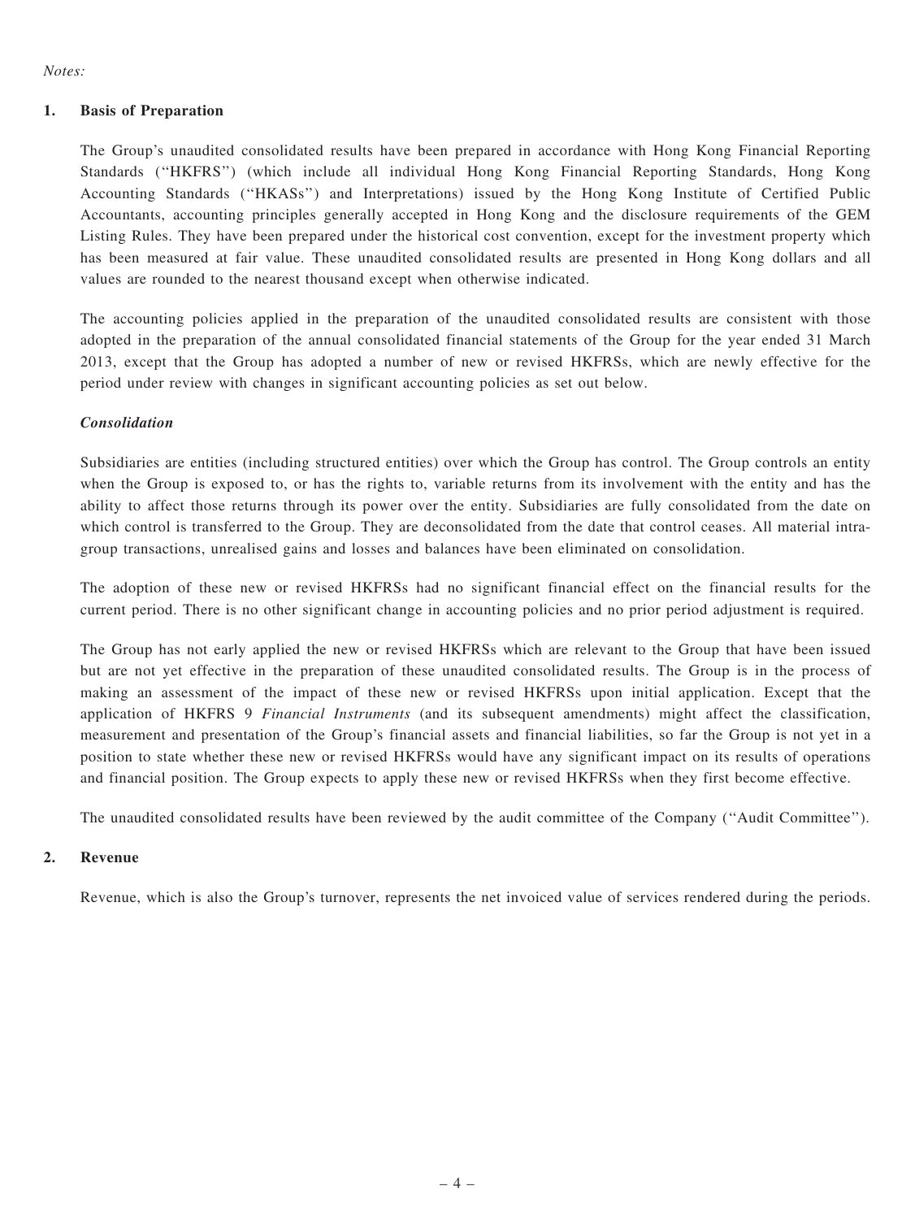*Notes:*

## 1. Basis of Preparation

The Group's unaudited consolidated results have been prepared in accordance with Hong Kong Financial Reporting Standards (''HKFRS'') (which include all individual Hong Kong Financial Reporting Standards, Hong Kong Accounting Standards (''HKASs'') and Interpretations) issued by the Hong Kong Institute of Certified Public Accountants, accounting principles generally accepted in Hong Kong and the disclosure requirements of the GEM Listing Rules. They have been prepared under the historical cost convention, except for the investment property which has been measured at fair value. These unaudited consolidated results are presented in Hong Kong dollars and all values are rounded to the nearest thousand except when otherwise indicated.

The accounting policies applied in the preparation of the unaudited consolidated results are consistent with those adopted in the preparation of the annual consolidated financial statements of the Group for the year ended 31 March 2013, except that the Group has adopted a number of new or revised HKFRSs, which are newly effective for the period under review with changes in significant accounting policies as set out below.

***Consolidation***

Subsidiaries are entities (including structured entities) over which the Group has control. The Group controls an entity when the Group is exposed to, or has the rights to, variable returns from its involvement with the entity and has the ability to affect those returns through its power over the entity. Subsidiaries are fully consolidated from the date on which control is transferred to the Group. They are deconsolidated from the date that control ceases. All material intra-group transactions, unrealised gains and losses and balances have been eliminated on consolidation.

The adoption of these new or revised HKFRSs had no significant financial effect on the financial results for the current period. There is no other significant change in accounting policies and no prior period adjustment is required.

The Group has not early applied the new or revised HKFRSs which are relevant to the Group that have been issued but are not yet effective in the preparation of these unaudited consolidated results. The Group is in the process of making an assessment of the impact of these new or revised HKFRSs upon initial application. Except that the application of HKFRS 9 *Financial Instruments* (and its subsequent amendments) might affect the classification, measurement and presentation of the Group's financial assets and financial liabilities, so far the Group is not yet in a position to state whether these new or revised HKFRSs would have any significant impact on its results of operations and financial position. The Group expects to apply these new or revised HKFRSs when they first become effective.

The unaudited consolidated results have been reviewed by the audit committee of the Company (''Audit Committee'').

## 2. Revenue

Revenue, which is also the Group's turnover, represents the net invoiced value of services rendered during the periods.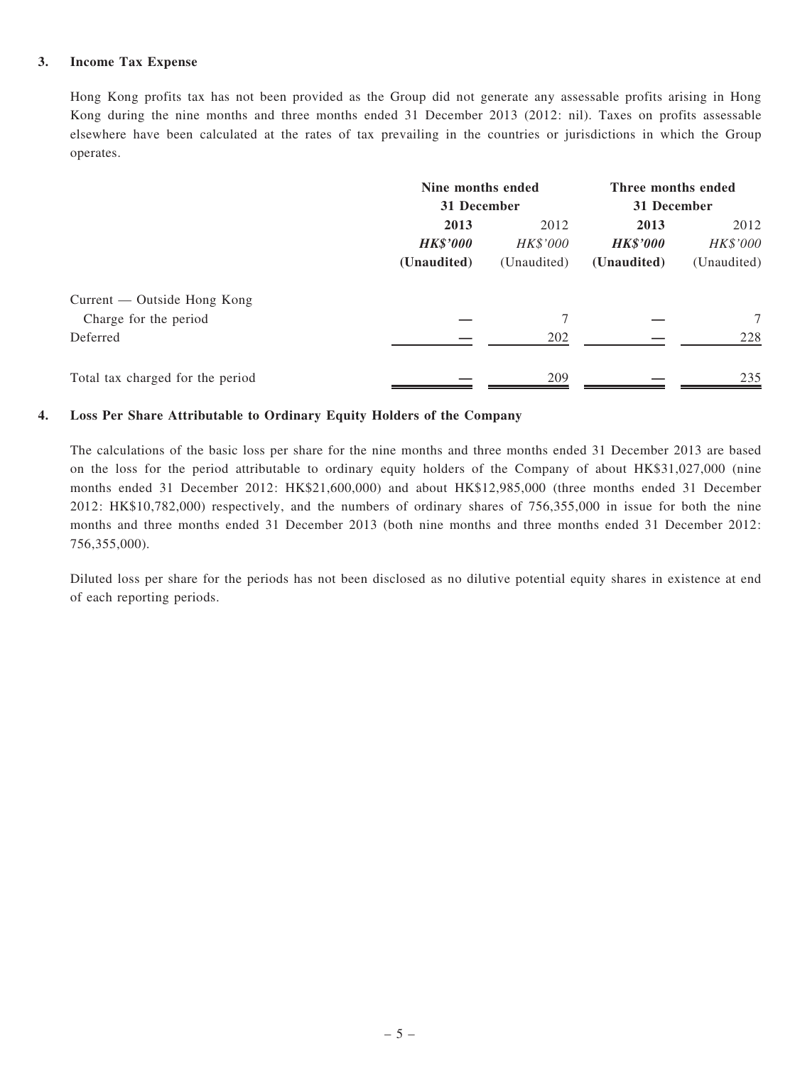### 3. Income Tax Expense

Hong Kong profits tax has not been provided as the Group did not generate any assessable profits arising in Hong Kong during the nine months and three months ended 31 December 2013 (2012: nil). Taxes on profits assessable elsewhere have been calculated at the rates of tax prevailing in the countries or jurisdictions in which the Group operates.

| | Nine months ended 31 December | | Three months ended 31 December | |
|---|---|---|---|---|
| | **2013** | 2012 | **2013** | 2012 |
| | ***HK$'000*** | *HK$'000* | ***HK$'000*** | *HK$'000* |
| | **(Unaudited)** | (Unaudited) | **(Unaudited)** | (Unaudited) |
| Current — Outside Hong Kong | | | | |
| Charge for the period | **—** | 7 | **—** | 7 |
| Deferred | **—** | 202 | **—** | 228 |
| Total tax charged for the period | **—** | 209 | **—** | 235 |

### 4. Loss Per Share Attributable to Ordinary Equity Holders of the Company

The calculations of the basic loss per share for the nine months and three months ended 31 December 2013 are based on the loss for the period attributable to ordinary equity holders of the Company of about HK$31,027,000 (nine months ended 31 December 2012: HK$21,600,000) and about HK$12,985,000 (three months ended 31 December 2012: HK$10,782,000) respectively, and the numbers of ordinary shares of 756,355,000 in issue for both the nine months and three months ended 31 December 2013 (both nine months and three months ended 31 December 2012: 756,355,000).

Diluted loss per share for the periods has not been disclosed as no dilutive potential equity shares in existence at end of each reporting periods.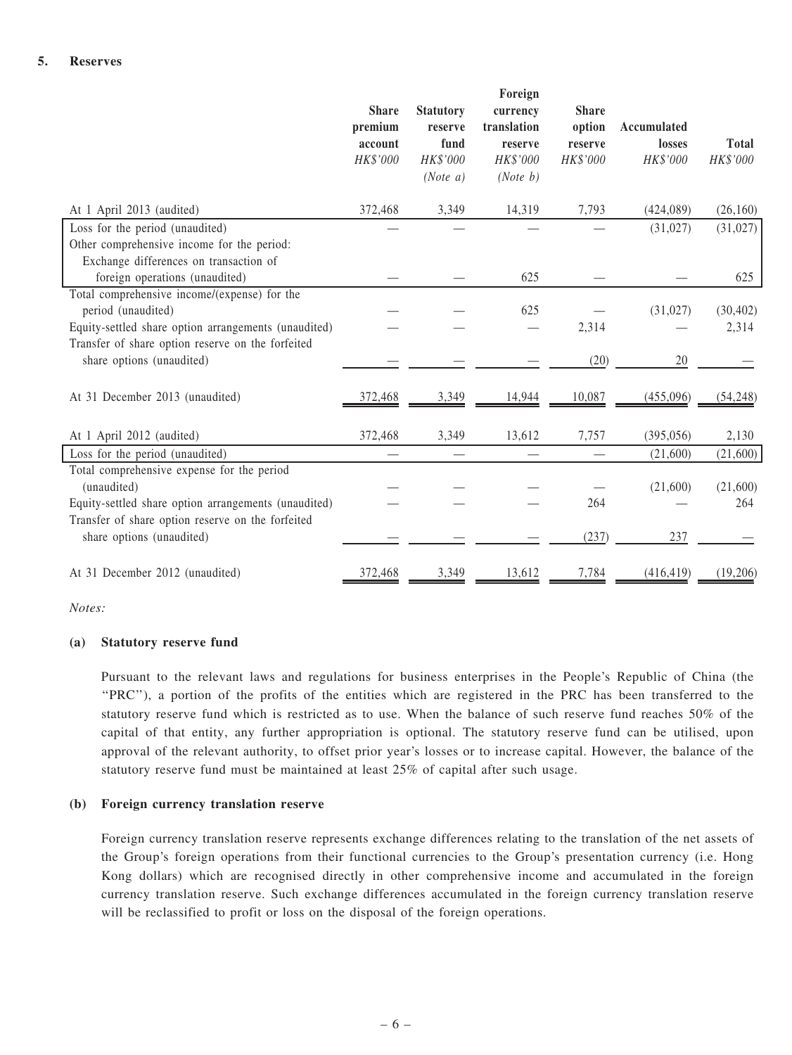## 5. Reserves

| | Share premium account HK$'000 | Statutory reserve fund HK$'000 (Note a) | Foreign currency translation reserve HK$'000 (Note b) | Share option reserve HK$'000 | Accumulated losses HK$'000 | Total HK$'000 |
|---|---|---|---|---|---|---|
| At 1 April 2013 (audited) | 372,468 | 3,349 | 14,319 | 7,793 | (424,089) | (26,160) |
| Loss for the period (unaudited) | — | — | — | — | (31,027) | (31,027) |
| Other comprehensive income for the period: | | | | | | |
| Exchange differences on transaction of foreign operations (unaudited) | — | — | 625 | — | — | 625 |
| Total comprehensive income/(expense) for the period (unaudited) | — | — | 625 | — | (31,027) | (30,402) |
| Equity-settled share option arrangements (unaudited) | — | — | — | 2,314 | — | 2,314 |
| Transfer of share option reserve on the forfeited share options (unaudited) | — | — | — | (20) | 20 | — |
| At 31 December 2013 (unaudited) | 372,468 | 3,349 | 14,944 | 10,087 | (455,096) | (54,248) |
| At 1 April 2012 (audited) | 372,468 | 3,349 | 13,612 | 7,757 | (395,056) | 2,130 |
| Loss for the period (unaudited) | — | — | — | — | (21,600) | (21,600) |
| Total comprehensive expense for the period (unaudited) | — | — | — | — | (21,600) | (21,600) |
| Equity-settled share option arrangements (unaudited) | — | — | — | 264 | — | 264 |
| Transfer of share option reserve on the forfeited share options (unaudited) | — | — | — | (237) | 237 | — |
| At 31 December 2012 (unaudited) | 372,468 | 3,349 | 13,612 | 7,784 | (416,419) | (19,206) |

*Notes:*

**(a) Statutory reserve fund**

Pursuant to the relevant laws and regulations for business enterprises in the People's Republic of China (the "PRC"), a portion of the profits of the entities which are registered in the PRC has been transferred to the statutory reserve fund which is restricted as to use. When the balance of such reserve fund reaches 50% of the capital of that entity, any further appropriation is optional. The statutory reserve fund can be utilised, upon approval of the relevant authority, to offset prior year's losses or to increase capital. However, the balance of the statutory reserve fund must be maintained at least 25% of capital after such usage.

**(b) Foreign currency translation reserve**

Foreign currency translation reserve represents exchange differences relating to the translation of the net assets of the Group's foreign operations from their functional currencies to the Group's presentation currency (i.e. Hong Kong dollars) which are recognised directly in other comprehensive income and accumulated in the foreign currency translation reserve. Such exchange differences accumulated in the foreign currency translation reserve will be reclassified to profit or loss on the disposal of the foreign operations.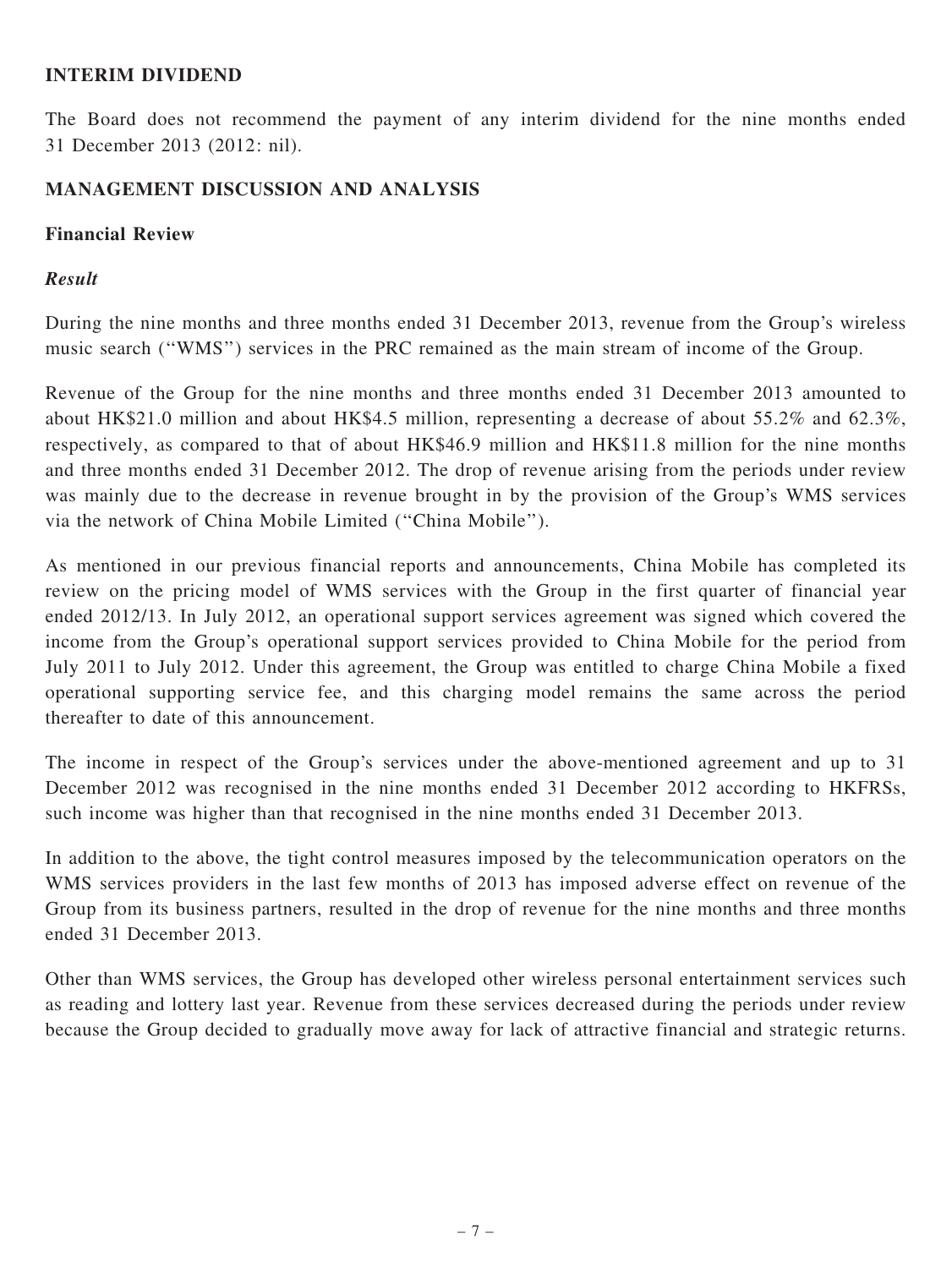## INTERIM DIVIDEND

The Board does not recommend the payment of any interim dividend for the nine months ended 31 December 2013 (2012: nil).

## MANAGEMENT DISCUSSION AND ANALYSIS

### Financial Review

#### *Result*

During the nine months and three months ended 31 December 2013, revenue from the Group's wireless music search (''WMS'') services in the PRC remained as the main stream of income of the Group.

Revenue of the Group for the nine months and three months ended 31 December 2013 amounted to about HK$21.0 million and about HK$4.5 million, representing a decrease of about 55.2% and 62.3%, respectively, as compared to that of about HK$46.9 million and HK$11.8 million for the nine months and three months ended 31 December 2012. The drop of revenue arising from the periods under review was mainly due to the decrease in revenue brought in by the provision of the Group's WMS services via the network of China Mobile Limited (''China Mobile'').

As mentioned in our previous financial reports and announcements, China Mobile has completed its review on the pricing model of WMS services with the Group in the first quarter of financial year ended 2012/13. In July 2012, an operational support services agreement was signed which covered the income from the Group's operational support services provided to China Mobile for the period from July 2011 to July 2012. Under this agreement, the Group was entitled to charge China Mobile a fixed operational supporting service fee, and this charging model remains the same across the period thereafter to date of this announcement.

The income in respect of the Group's services under the above-mentioned agreement and up to 31 December 2012 was recognised in the nine months ended 31 December 2012 according to HKFRSs, such income was higher than that recognised in the nine months ended 31 December 2013.

In addition to the above, the tight control measures imposed by the telecommunication operators on the WMS services providers in the last few months of 2013 has imposed adverse effect on revenue of the Group from its business partners, resulted in the drop of revenue for the nine months and three months ended 31 December 2013.

Other than WMS services, the Group has developed other wireless personal entertainment services such as reading and lottery last year. Revenue from these services decreased during the periods under review because the Group decided to gradually move away for lack of attractive financial and strategic returns.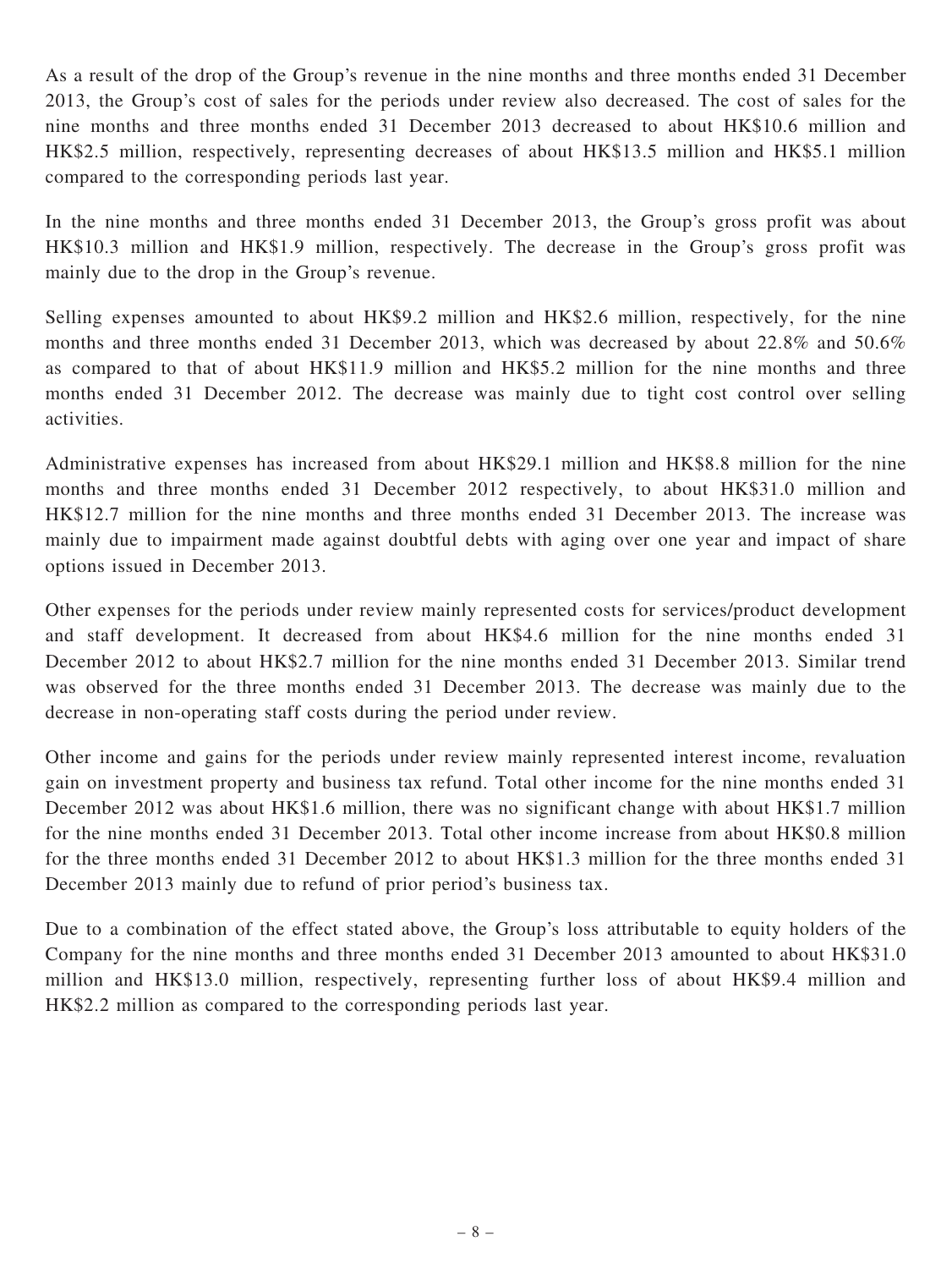As a result of the drop of the Group's revenue in the nine months and three months ended 31 December 2013, the Group's cost of sales for the periods under review also decreased. The cost of sales for the nine months and three months ended 31 December 2013 decreased to about HK$10.6 million and HK$2.5 million, respectively, representing decreases of about HK$13.5 million and HK$5.1 million compared to the corresponding periods last year.

In the nine months and three months ended 31 December 2013, the Group's gross profit was about HK$10.3 million and HK$1.9 million, respectively. The decrease in the Group's gross profit was mainly due to the drop in the Group's revenue.

Selling expenses amounted to about HK$9.2 million and HK$2.6 million, respectively, for the nine months and three months ended 31 December 2013, which was decreased by about 22.8% and 50.6% as compared to that of about HK$11.9 million and HK$5.2 million for the nine months and three months ended 31 December 2012. The decrease was mainly due to tight cost control over selling activities.

Administrative expenses has increased from about HK$29.1 million and HK$8.8 million for the nine months and three months ended 31 December 2012 respectively, to about HK$31.0 million and HK$12.7 million for the nine months and three months ended 31 December 2013. The increase was mainly due to impairment made against doubtful debts with aging over one year and impact of share options issued in December 2013.

Other expenses for the periods under review mainly represented costs for services/product development and staff development. It decreased from about HK$4.6 million for the nine months ended 31 December 2012 to about HK$2.7 million for the nine months ended 31 December 2013. Similar trend was observed for the three months ended 31 December 2013. The decrease was mainly due to the decrease in non-operating staff costs during the period under review.

Other income and gains for the periods under review mainly represented interest income, revaluation gain on investment property and business tax refund. Total other income for the nine months ended 31 December 2012 was about HK$1.6 million, there was no significant change with about HK$1.7 million for the nine months ended 31 December 2013. Total other income increase from about HK$0.8 million for the three months ended 31 December 2012 to about HK$1.3 million for the three months ended 31 December 2013 mainly due to refund of prior period's business tax.

Due to a combination of the effect stated above, the Group's loss attributable to equity holders of the Company for the nine months and three months ended 31 December 2013 amounted to about HK$31.0 million and HK$13.0 million, respectively, representing further loss of about HK$9.4 million and HK$2.2 million as compared to the corresponding periods last year.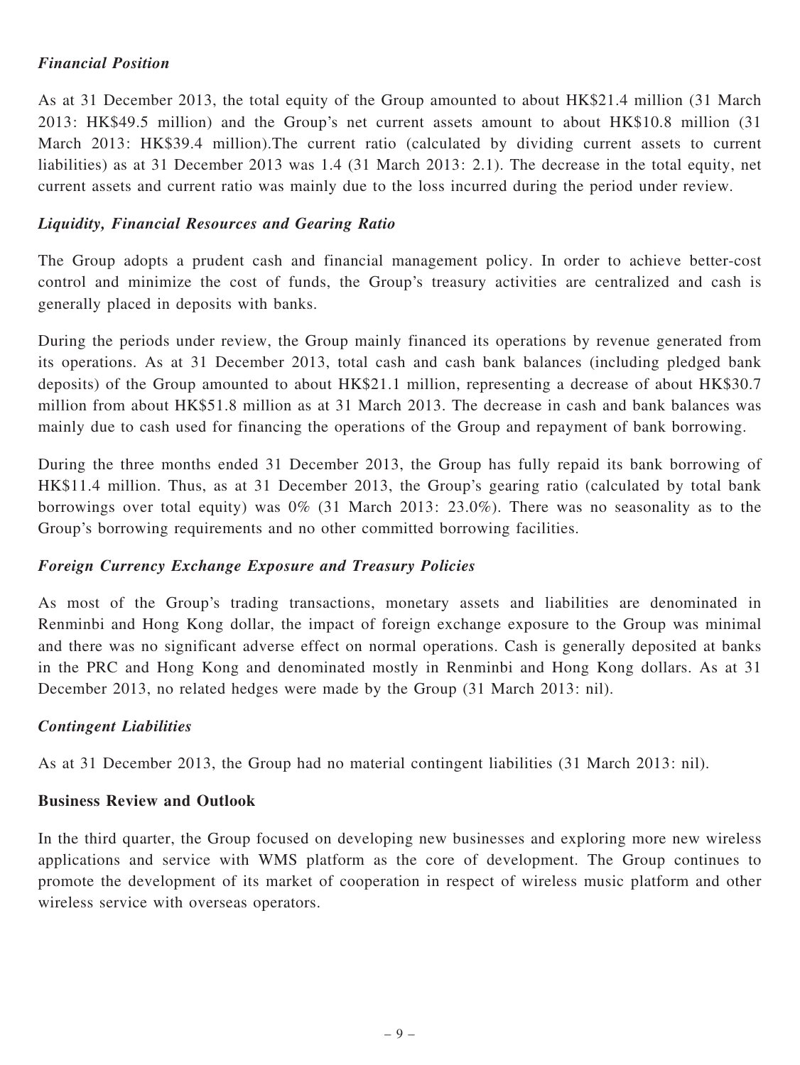### *Financial Position*

As at 31 December 2013, the total equity of the Group amounted to about HK$21.4 million (31 March 2013: HK$49.5 million) and the Group's net current assets amount to about HK$10.8 million (31 March 2013: HK$39.4 million).The current ratio (calculated by dividing current assets to current liabilities) as at 31 December 2013 was 1.4 (31 March 2013: 2.1). The decrease in the total equity, net current assets and current ratio was mainly due to the loss incurred during the period under review.

### *Liquidity, Financial Resources and Gearing Ratio*

The Group adopts a prudent cash and financial management policy. In order to achieve better-cost control and minimize the cost of funds, the Group's treasury activities are centralized and cash is generally placed in deposits with banks.

During the periods under review, the Group mainly financed its operations by revenue generated from its operations. As at 31 December 2013, total cash and cash bank balances (including pledged bank deposits) of the Group amounted to about HK$21.1 million, representing a decrease of about HK$30.7 million from about HK$51.8 million as at 31 March 2013. The decrease in cash and bank balances was mainly due to cash used for financing the operations of the Group and repayment of bank borrowing.

During the three months ended 31 December 2013, the Group has fully repaid its bank borrowing of HK$11.4 million. Thus, as at 31 December 2013, the Group's gearing ratio (calculated by total bank borrowings over total equity) was 0% (31 March 2013: 23.0%). There was no seasonality as to the Group's borrowing requirements and no other committed borrowing facilities.

### *Foreign Currency Exchange Exposure and Treasury Policies*

As most of the Group's trading transactions, monetary assets and liabilities are denominated in Renminbi and Hong Kong dollar, the impact of foreign exchange exposure to the Group was minimal and there was no significant adverse effect on normal operations. Cash is generally deposited at banks in the PRC and Hong Kong and denominated mostly in Renminbi and Hong Kong dollars. As at 31 December 2013, no related hedges were made by the Group (31 March 2013: nil).

### *Contingent Liabilities*

As at 31 December 2013, the Group had no material contingent liabilities (31 March 2013: nil).

## **Business Review and Outlook**

In the third quarter, the Group focused on developing new businesses and exploring more new wireless applications and service with WMS platform as the core of development. The Group continues to promote the development of its market of cooperation in respect of wireless music platform and other wireless service with overseas operators.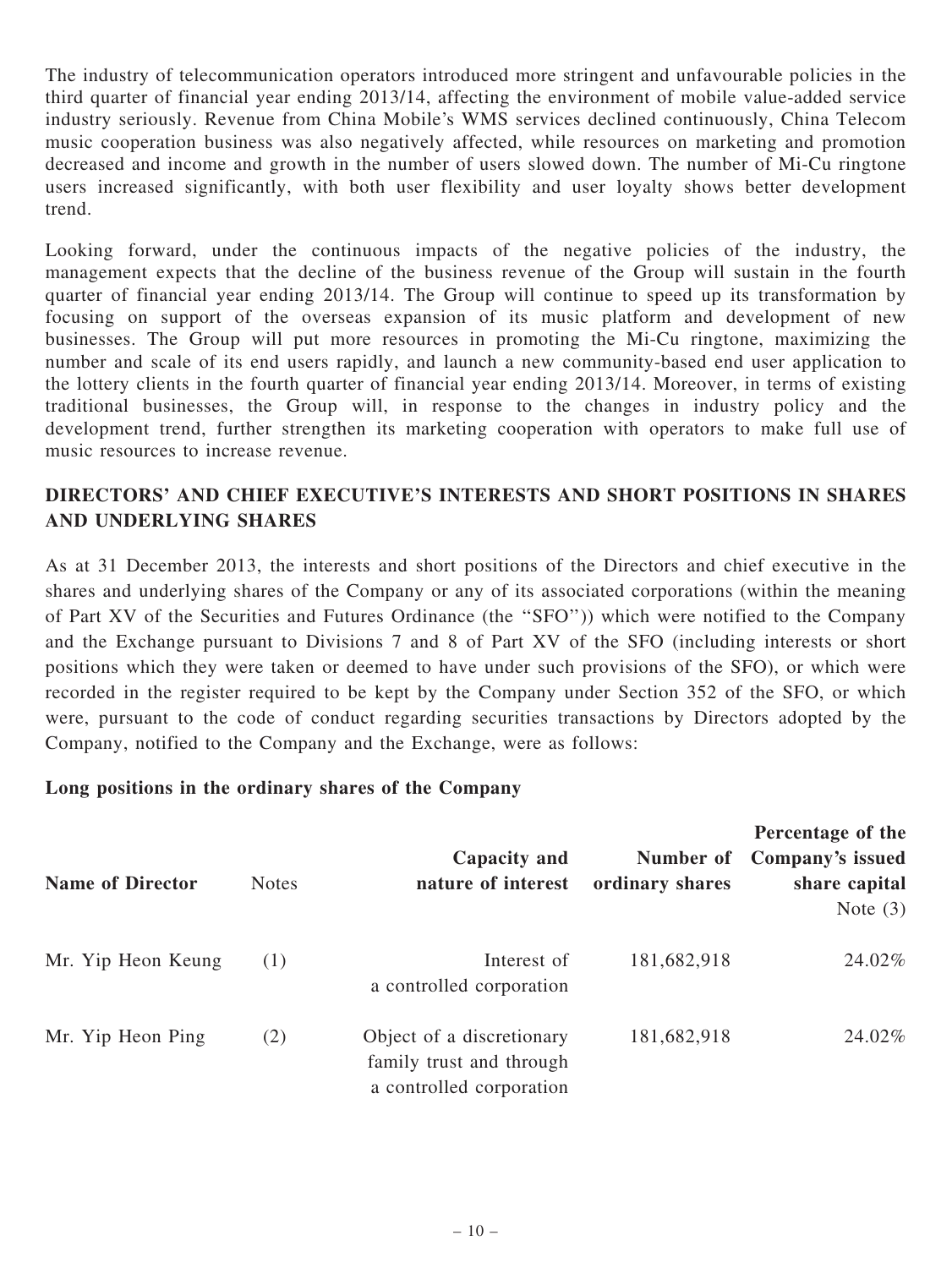The industry of telecommunication operators introduced more stringent and unfavourable policies in the third quarter of financial year ending 2013/14, affecting the environment of mobile value-added service industry seriously. Revenue from China Mobile's WMS services declined continuously, China Telecom music cooperation business was also negatively affected, while resources on marketing and promotion decreased and income and growth in the number of users slowed down. The number of Mi-Cu ringtone users increased significantly, with both user flexibility and user loyalty shows better development trend.

Looking forward, under the continuous impacts of the negative policies of the industry, the management expects that the decline of the business revenue of the Group will sustain in the fourth quarter of financial year ending 2013/14. The Group will continue to speed up its transformation by focusing on support of the overseas expansion of its music platform and development of new businesses. The Group will put more resources in promoting the Mi-Cu ringtone, maximizing the number and scale of its end users rapidly, and launch a new community-based end user application to the lottery clients in the fourth quarter of financial year ending 2013/14. Moreover, in terms of existing traditional businesses, the Group will, in response to the changes in industry policy and the development trend, further strengthen its marketing cooperation with operators to make full use of music resources to increase revenue.

## DIRECTORS' AND CHIEF EXECUTIVE'S INTERESTS AND SHORT POSITIONS IN SHARES AND UNDERLYING SHARES

As at 31 December 2013, the interests and short positions of the Directors and chief executive in the shares and underlying shares of the Company or any of its associated corporations (within the meaning of Part XV of the Securities and Futures Ordinance (the "SFO")) which were notified to the Company and the Exchange pursuant to Divisions 7 and 8 of Part XV of the SFO (including interests or short positions which they were taken or deemed to have under such provisions of the SFO), or which were recorded in the register required to be kept by the Company under Section 352 of the SFO, or which were, pursuant to the code of conduct regarding securities transactions by Directors adopted by the Company, notified to the Company and the Exchange, were as follows:

**Long positions in the ordinary shares of the Company**

| Name of Director | Notes | Capacity and nature of interest | Number of ordinary shares | Percentage of the Company's issued share capital Note (3) |
|---|---|---|---|---|
| Mr. Yip Heon Keung | (1) | Interest of a controlled corporation | 181,682,918 | 24.02% |
| Mr. Yip Heon Ping | (2) | Object of a discretionary family trust and through a controlled corporation | 181,682,918 | 24.02% |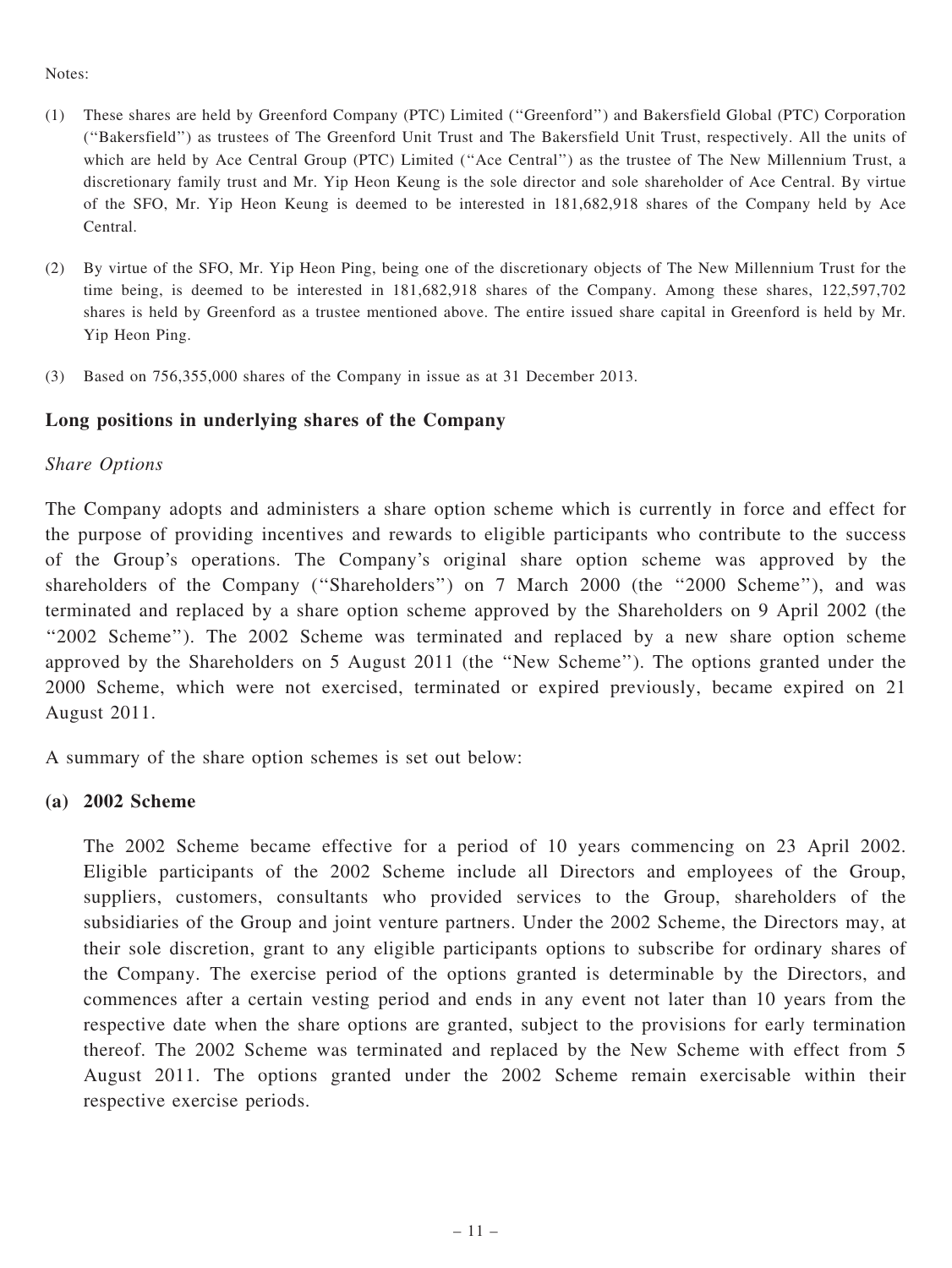Notes:

(1) These shares are held by Greenford Company (PTC) Limited (''Greenford'') and Bakersfield Global (PTC) Corporation (''Bakersfield'') as trustees of The Greenford Unit Trust and The Bakersfield Unit Trust, respectively. All the units of which are held by Ace Central Group (PTC) Limited (''Ace Central'') as the trustee of The New Millennium Trust, a discretionary family trust and Mr. Yip Heon Keung is the sole director and sole shareholder of Ace Central. By virtue of the SFO, Mr. Yip Heon Keung is deemed to be interested in 181,682,918 shares of the Company held by Ace Central.

(2) By virtue of the SFO, Mr. Yip Heon Ping, being one of the discretionary objects of The New Millennium Trust for the time being, is deemed to be interested in 181,682,918 shares of the Company. Among these shares, 122,597,702 shares is held by Greenford as a trustee mentioned above. The entire issued share capital in Greenford is held by Mr. Yip Heon Ping.

(3) Based on 756,355,000 shares of the Company in issue as at 31 December 2013.

### Long positions in underlying shares of the Company

*Share Options*

The Company adopts and administers a share option scheme which is currently in force and effect for the purpose of providing incentives and rewards to eligible participants who contribute to the success of the Group's operations. The Company's original share option scheme was approved by the shareholders of the Company (''Shareholders'') on 7 March 2000 (the ''2000 Scheme''), and was terminated and replaced by a share option scheme approved by the Shareholders on 9 April 2002 (the ''2002 Scheme''). The 2002 Scheme was terminated and replaced by a new share option scheme approved by the Shareholders on 5 August 2011 (the ''New Scheme''). The options granted under the 2000 Scheme, which were not exercised, terminated or expired previously, became expired on 21 August 2011.

A summary of the share option schemes is set out below:

**(a) 2002 Scheme**

The 2002 Scheme became effective for a period of 10 years commencing on 23 April 2002. Eligible participants of the 2002 Scheme include all Directors and employees of the Group, suppliers, customers, consultants who provided services to the Group, shareholders of the subsidiaries of the Group and joint venture partners. Under the 2002 Scheme, the Directors may, at their sole discretion, grant to any eligible participants options to subscribe for ordinary shares of the Company. The exercise period of the options granted is determinable by the Directors, and commences after a certain vesting period and ends in any event not later than 10 years from the respective date when the share options are granted, subject to the provisions for early termination thereof. The 2002 Scheme was terminated and replaced by the New Scheme with effect from 5 August 2011. The options granted under the 2002 Scheme remain exercisable within their respective exercise periods.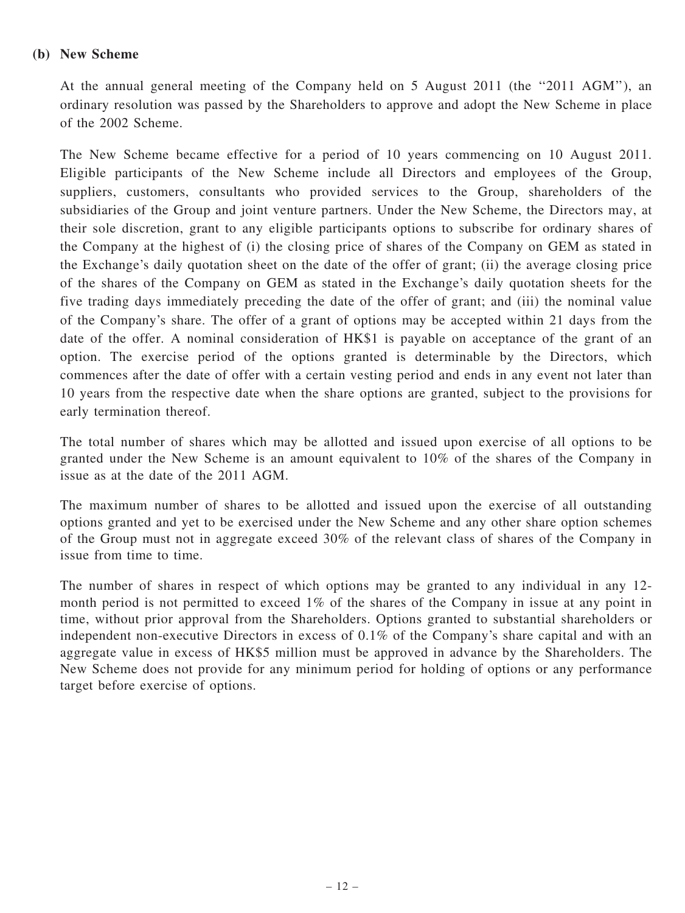**(b) New Scheme**

At the annual general meeting of the Company held on 5 August 2011 (the "2011 AGM"), an ordinary resolution was passed by the Shareholders to approve and adopt the New Scheme in place of the 2002 Scheme.

The New Scheme became effective for a period of 10 years commencing on 10 August 2011. Eligible participants of the New Scheme include all Directors and employees of the Group, suppliers, customers, consultants who provided services to the Group, shareholders of the subsidiaries of the Group and joint venture partners. Under the New Scheme, the Directors may, at their sole discretion, grant to any eligible participants options to subscribe for ordinary shares of the Company at the highest of (i) the closing price of shares of the Company on GEM as stated in the Exchange's daily quotation sheet on the date of the offer of grant; (ii) the average closing price of the shares of the Company on GEM as stated in the Exchange's daily quotation sheets for the five trading days immediately preceding the date of the offer of grant; and (iii) the nominal value of the Company's share. The offer of a grant of options may be accepted within 21 days from the date of the offer. A nominal consideration of HK$1 is payable on acceptance of the grant of an option. The exercise period of the options granted is determinable by the Directors, which commences after the date of offer with a certain vesting period and ends in any event not later than 10 years from the respective date when the share options are granted, subject to the provisions for early termination thereof.

The total number of shares which may be allotted and issued upon exercise of all options to be granted under the New Scheme is an amount equivalent to 10% of the shares of the Company in issue as at the date of the 2011 AGM.

The maximum number of shares to be allotted and issued upon the exercise of all outstanding options granted and yet to be exercised under the New Scheme and any other share option schemes of the Group must not in aggregate exceed 30% of the relevant class of shares of the Company in issue from time to time.

The number of shares in respect of which options may be granted to any individual in any 12-month period is not permitted to exceed 1% of the shares of the Company in issue at any point in time, without prior approval from the Shareholders. Options granted to substantial shareholders or independent non-executive Directors in excess of 0.1% of the Company's share capital and with an aggregate value in excess of HK$5 million must be approved in advance by the Shareholders. The New Scheme does not provide for any minimum period for holding of options or any performance target before exercise of options.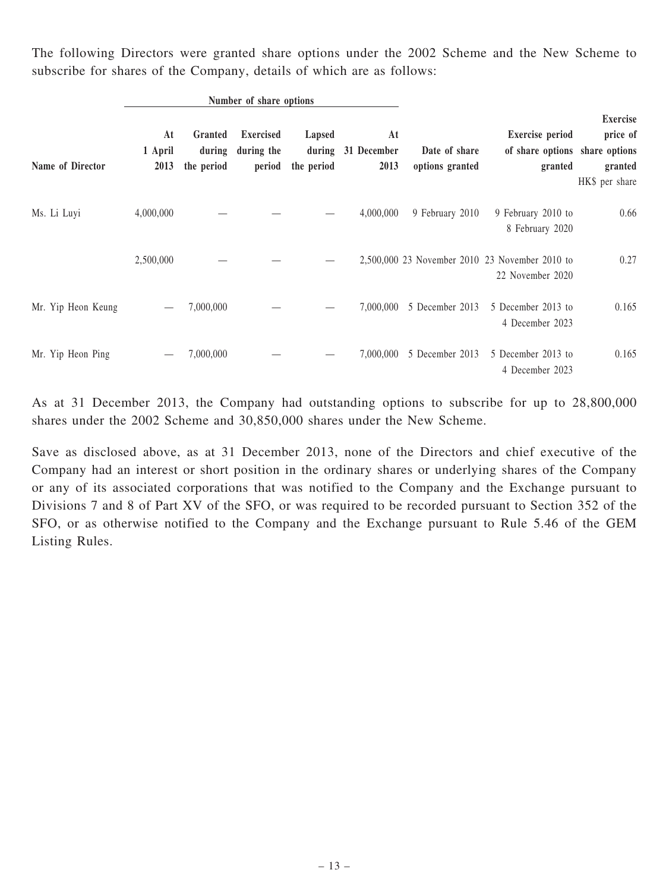The following Directors were granted share options under the 2002 Scheme and the New Scheme to subscribe for shares of the Company, details of which are as follows:

| | Number of share options | | | | | | | |
|---|---|---|---|---|---|---|---|---|
| **Name of Director** | **At 1 April 2013** | **Granted during the period** | **Exercised during the period** | **Lapsed during the period** | **At 31 December 2013** | **Date of share options granted** | **Exercise period of share options granted** | **Exercise price of share options granted** HK$ per share |
| Ms. Li Luyi | 4,000,000 | — | — | — | 4,000,000 | 9 February 2010 | 9 February 2010 to 8 February 2020 | 0.66 |
| | 2,500,000 | — | — | — | 2,500,000 | 23 November 2010 | 23 November 2010 to 22 November 2020 | 0.27 |
| Mr. Yip Heon Keung | — | 7,000,000 | — | — | 7,000,000 | 5 December 2013 | 5 December 2013 to 4 December 2023 | 0.165 |
| Mr. Yip Heon Ping | — | 7,000,000 | — | — | 7,000,000 | 5 December 2013 | 5 December 2013 to 4 December 2023 | 0.165 |

As at 31 December 2013, the Company had outstanding options to subscribe for up to 28,800,000 shares under the 2002 Scheme and 30,850,000 shares under the New Scheme.

Save as disclosed above, as at 31 December 2013, none of the Directors and chief executive of the Company had an interest or short position in the ordinary shares or underlying shares of the Company or any of its associated corporations that was notified to the Company and the Exchange pursuant to Divisions 7 and 8 of Part XV of the SFO, or was required to be recorded pursuant to Section 352 of the SFO, or as otherwise notified to the Company and the Exchange pursuant to Rule 5.46 of the GEM Listing Rules.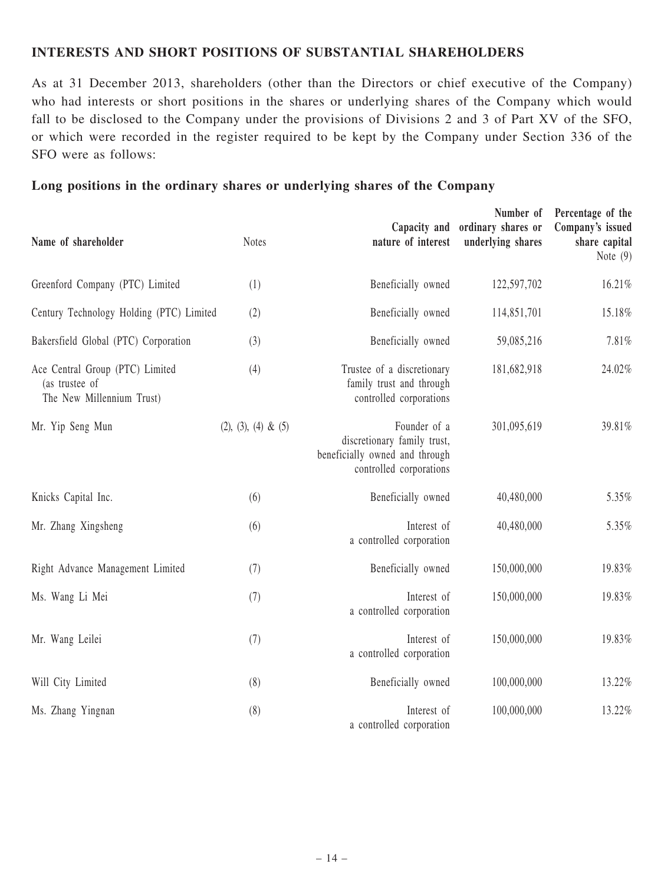## INTERESTS AND SHORT POSITIONS OF SUBSTANTIAL SHAREHOLDERS

As at 31 December 2013, shareholders (other than the Directors or chief executive of the Company) who had interests or short positions in the shares or underlying shares of the Company which would fall to be disclosed to the Company under the provisions of Divisions 2 and 3 of Part XV of the SFO, or which were recorded in the register required to be kept by the Company under Section 336 of the SFO were as follows:

### Long positions in the ordinary shares or underlying shares of the Company

| Name of shareholder | Notes | Capacity and nature of interest | Number of ordinary shares or underlying shares | Percentage of the Company's issued share capital Note (9) |
|---|---|---|---|---|
| Greenford Company (PTC) Limited | (1) | Beneficially owned | 122,597,702 | 16.21% |
| Century Technology Holding (PTC) Limited | (2) | Beneficially owned | 114,851,701 | 15.18% |
| Bakersfield Global (PTC) Corporation | (3) | Beneficially owned | 59,085,216 | 7.81% |
| Ace Central Group (PTC) Limited (as trustee of The New Millennium Trust) | (4) | Trustee of a discretionary family trust and through controlled corporations | 181,682,918 | 24.02% |
| Mr. Yip Seng Mun | (2), (3), (4) & (5) | Founder of a discretionary family trust, beneficially owned and through controlled corporations | 301,095,619 | 39.81% |
| Knicks Capital Inc. | (6) | Beneficially owned | 40,480,000 | 5.35% |
| Mr. Zhang Xingsheng | (6) | Interest of a controlled corporation | 40,480,000 | 5.35% |
| Right Advance Management Limited | (7) | Beneficially owned | 150,000,000 | 19.83% |
| Ms. Wang Li Mei | (7) | Interest of a controlled corporation | 150,000,000 | 19.83% |
| Mr. Wang Leilei | (7) | Interest of a controlled corporation | 150,000,000 | 19.83% |
| Will City Limited | (8) | Beneficially owned | 100,000,000 | 13.22% |
| Ms. Zhang Yingnan | (8) | Interest of a controlled corporation | 100,000,000 | 13.22% |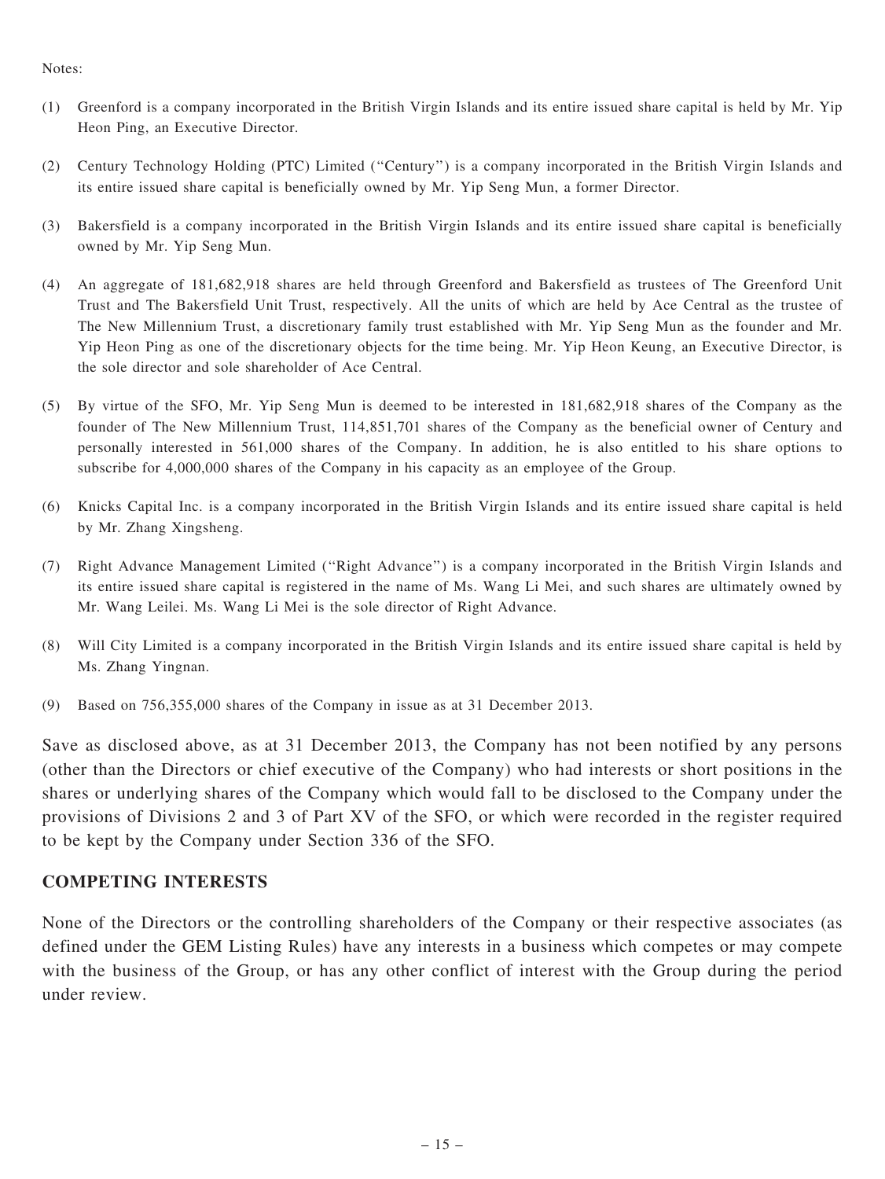Notes:

(1) Greenford is a company incorporated in the British Virgin Islands and its entire issued share capital is held by Mr. Yip Heon Ping, an Executive Director.

(2) Century Technology Holding (PTC) Limited ("Century") is a company incorporated in the British Virgin Islands and its entire issued share capital is beneficially owned by Mr. Yip Seng Mun, a former Director.

(3) Bakersfield is a company incorporated in the British Virgin Islands and its entire issued share capital is beneficially owned by Mr. Yip Seng Mun.

(4) An aggregate of 181,682,918 shares are held through Greenford and Bakersfield as trustees of The Greenford Unit Trust and The Bakersfield Unit Trust, respectively. All the units of which are held by Ace Central as the trustee of The New Millennium Trust, a discretionary family trust established with Mr. Yip Seng Mun as the founder and Mr. Yip Heon Ping as one of the discretionary objects for the time being. Mr. Yip Heon Keung, an Executive Director, is the sole director and sole shareholder of Ace Central.

(5) By virtue of the SFO, Mr. Yip Seng Mun is deemed to be interested in 181,682,918 shares of the Company as the founder of The New Millennium Trust, 114,851,701 shares of the Company as the beneficial owner of Century and personally interested in 561,000 shares of the Company. In addition, he is also entitled to his share options to subscribe for 4,000,000 shares of the Company in his capacity as an employee of the Group.

(6) Knicks Capital Inc. is a company incorporated in the British Virgin Islands and its entire issued share capital is held by Mr. Zhang Xingsheng.

(7) Right Advance Management Limited ("Right Advance") is a company incorporated in the British Virgin Islands and its entire issued share capital is registered in the name of Ms. Wang Li Mei, and such shares are ultimately owned by Mr. Wang Leilei. Ms. Wang Li Mei is the sole director of Right Advance.

(8) Will City Limited is a company incorporated in the British Virgin Islands and its entire issued share capital is held by Ms. Zhang Yingnan.

(9) Based on 756,355,000 shares of the Company in issue as at 31 December 2013.

Save as disclosed above, as at 31 December 2013, the Company has not been notified by any persons (other than the Directors or chief executive of the Company) who had interests or short positions in the shares or underlying shares of the Company which would fall to be disclosed to the Company under the provisions of Divisions 2 and 3 of Part XV of the SFO, or which were recorded in the register required to be kept by the Company under Section 336 of the SFO.

## COMPETING INTERESTS

None of the Directors or the controlling shareholders of the Company or their respective associates (as defined under the GEM Listing Rules) have any interests in a business which competes or may compete with the business of the Group, or has any other conflict of interest with the Group during the period under review.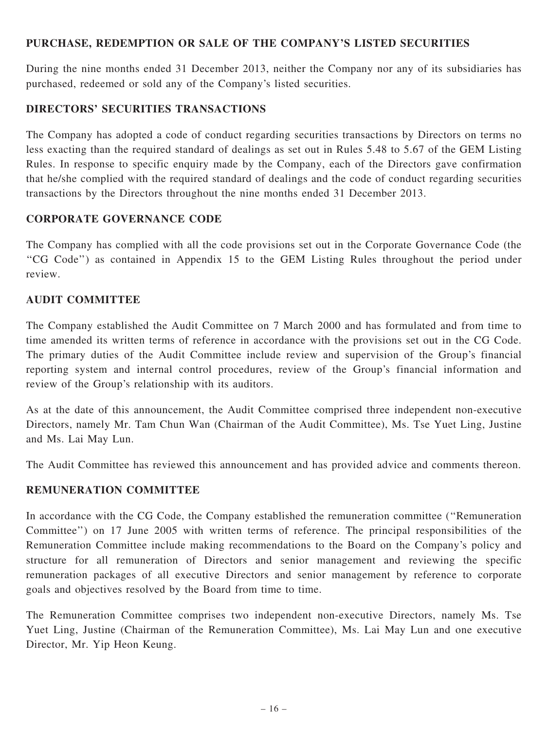## PURCHASE, REDEMPTION OR SALE OF THE COMPANY'S LISTED SECURITIES

During the nine months ended 31 December 2013, neither the Company nor any of its subsidiaries has purchased, redeemed or sold any of the Company's listed securities.

## DIRECTORS' SECURITIES TRANSACTIONS

The Company has adopted a code of conduct regarding securities transactions by Directors on terms no less exacting than the required standard of dealings as set out in Rules 5.48 to 5.67 of the GEM Listing Rules. In response to specific enquiry made by the Company, each of the Directors gave confirmation that he/she complied with the required standard of dealings and the code of conduct regarding securities transactions by the Directors throughout the nine months ended 31 December 2013.

## CORPORATE GOVERNANCE CODE

The Company has complied with all the code provisions set out in the Corporate Governance Code (the "CG Code") as contained in Appendix 15 to the GEM Listing Rules throughout the period under review.

## AUDIT COMMITTEE

The Company established the Audit Committee on 7 March 2000 and has formulated and from time to time amended its written terms of reference in accordance with the provisions set out in the CG Code. The primary duties of the Audit Committee include review and supervision of the Group's financial reporting system and internal control procedures, review of the Group's financial information and review of the Group's relationship with its auditors.

As at the date of this announcement, the Audit Committee comprised three independent non-executive Directors, namely Mr. Tam Chun Wan (Chairman of the Audit Committee), Ms. Tse Yuet Ling, Justine and Ms. Lai May Lun.

The Audit Committee has reviewed this announcement and has provided advice and comments thereon.

## REMUNERATION COMMITTEE

In accordance with the CG Code, the Company established the remuneration committee ("Remuneration Committee") on 17 June 2005 with written terms of reference. The principal responsibilities of the Remuneration Committee include making recommendations to the Board on the Company's policy and structure for all remuneration of Directors and senior management and reviewing the specific remuneration packages of all executive Directors and senior management by reference to corporate goals and objectives resolved by the Board from time to time.

The Remuneration Committee comprises two independent non-executive Directors, namely Ms. Tse Yuet Ling, Justine (Chairman of the Remuneration Committee), Ms. Lai May Lun and one executive Director, Mr. Yip Heon Keung.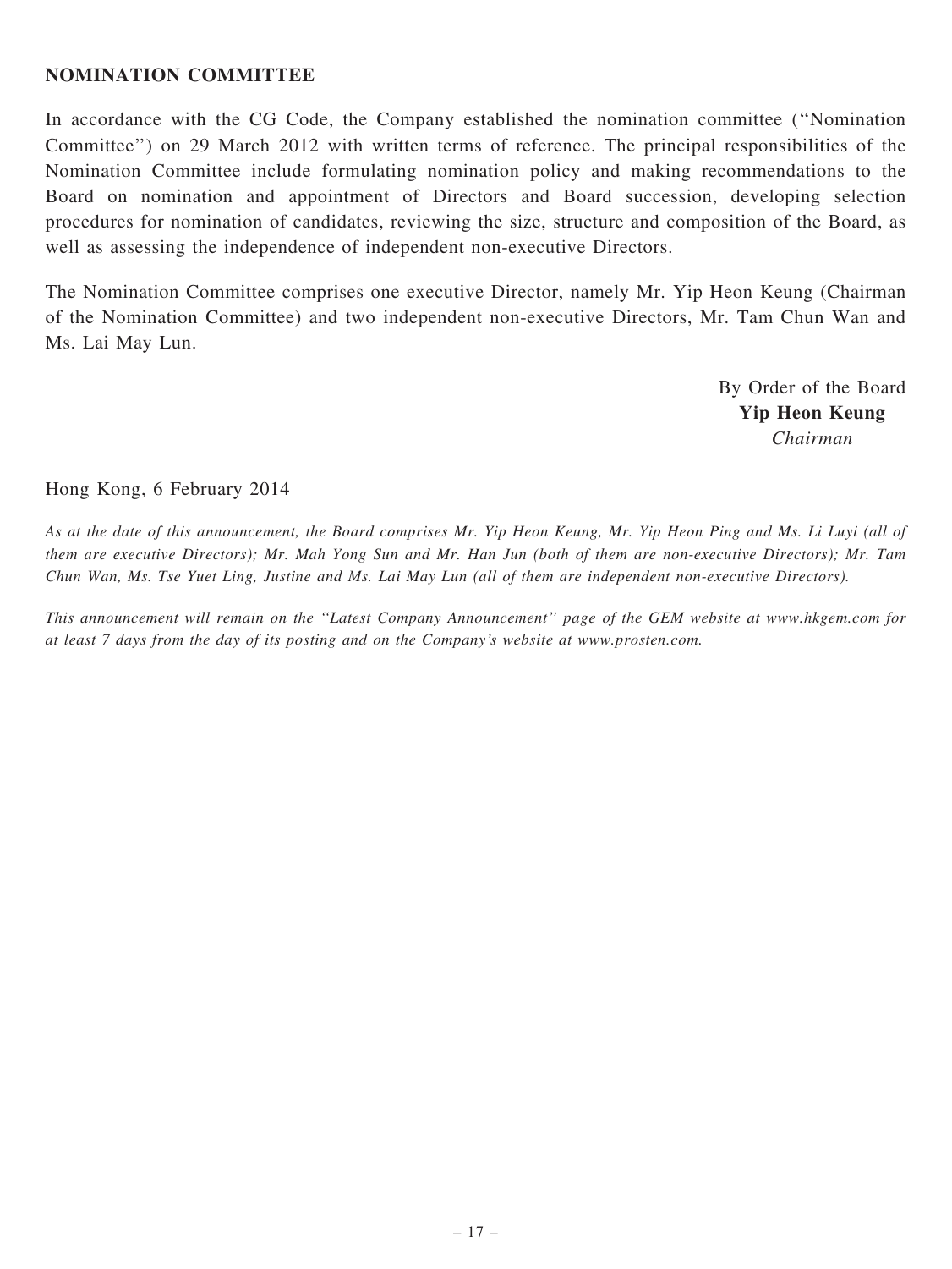## NOMINATION COMMITTEE

In accordance with the CG Code, the Company established the nomination committee ("Nomination Committee") on 29 March 2012 with written terms of reference. The principal responsibilities of the Nomination Committee include formulating nomination policy and making recommendations to the Board on nomination and appointment of Directors and Board succession, developing selection procedures for nomination of candidates, reviewing the size, structure and composition of the Board, as well as assessing the independence of independent non-executive Directors.

The Nomination Committee comprises one executive Director, namely Mr. Yip Heon Keung (Chairman of the Nomination Committee) and two independent non-executive Directors, Mr. Tam Chun Wan and Ms. Lai May Lun.

By Order of the Board
**Yip Heon Keung**
*Chairman*

Hong Kong, 6 February 2014

*As at the date of this announcement, the Board comprises Mr. Yip Heon Keung, Mr. Yip Heon Ping and Ms. Li Luyi (all of them are executive Directors); Mr. Mah Yong Sun and Mr. Han Jun (both of them are non-executive Directors); Mr. Tam Chun Wan, Ms. Tse Yuet Ling, Justine and Ms. Lai May Lun (all of them are independent non-executive Directors).*

*This announcement will remain on the "Latest Company Announcement" page of the GEM website at www.hkgem.com for at least 7 days from the day of its posting and on the Company's website at www.prosten.com.*